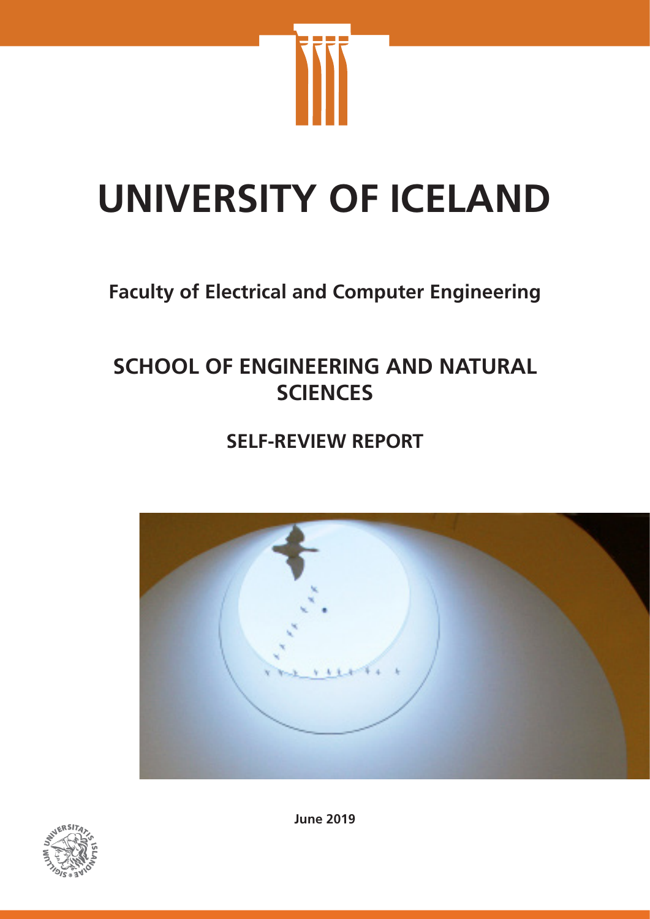# UNIVERSITY OF ICELAND

**Faculty of Electrical and Computer Engineering**

## SCHOOL OF ENGINEERING AND NATURAL SCIENCES

### SELF-REVIEW REPORT

**June 2019**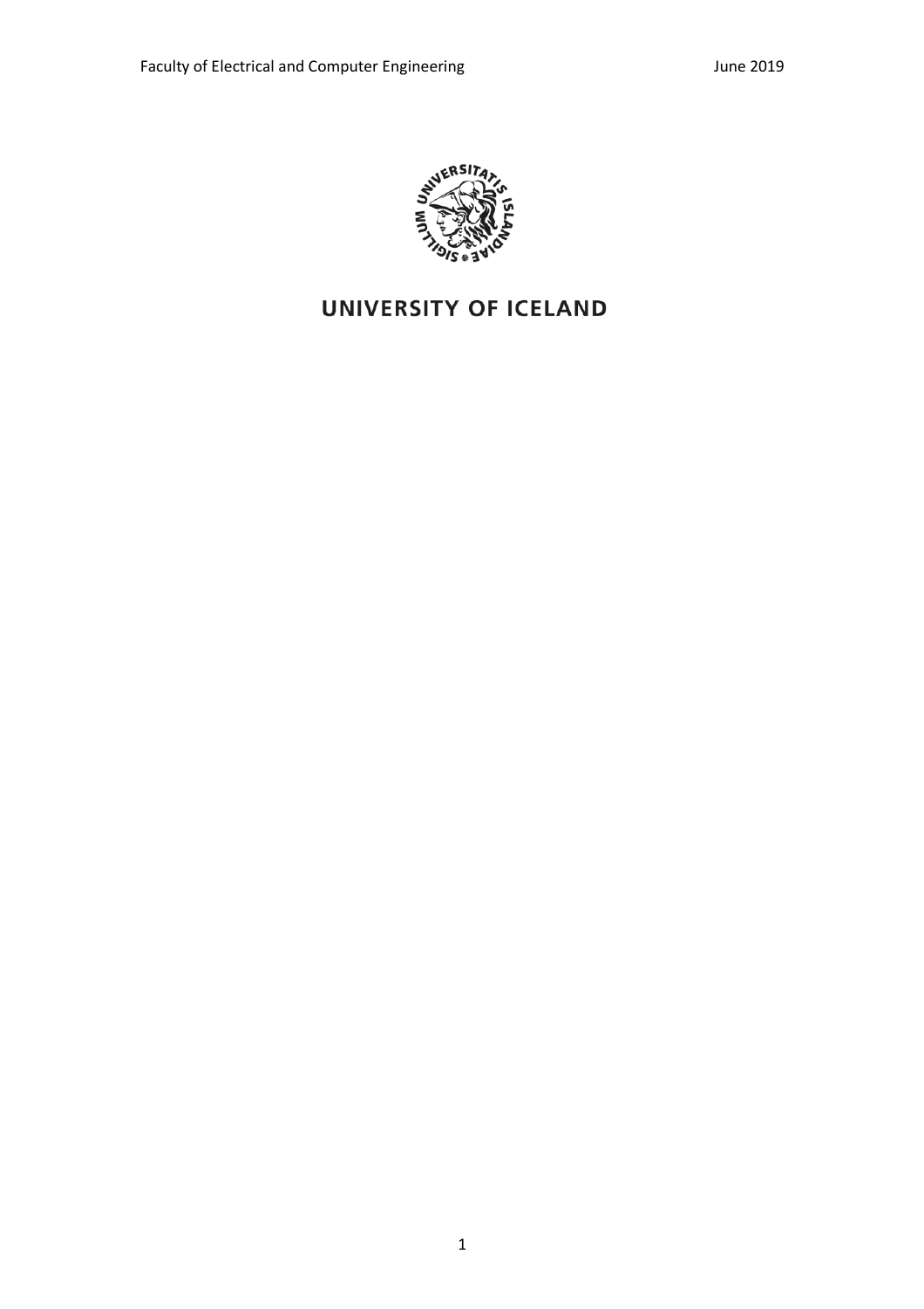UNIVERSITY OF ICELAND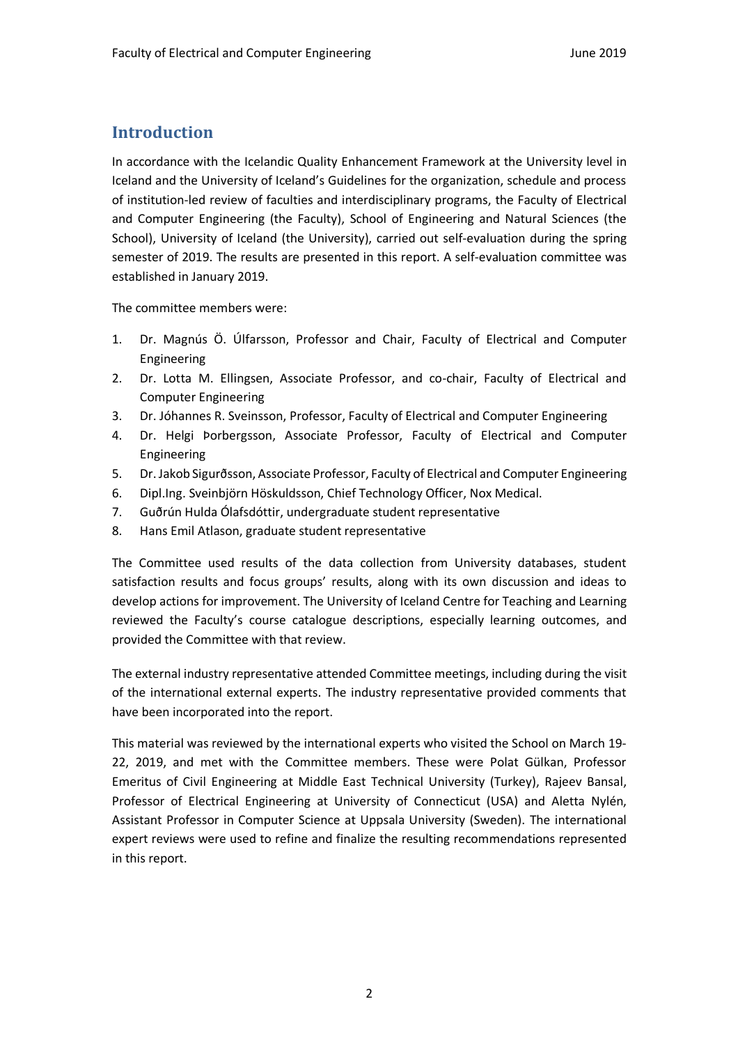## Introduction

In accordance with the Icelandic Quality Enhancement Framework at the University level in Iceland and the University of Iceland's Guidelines for the organization, schedule and process of institution-led review of faculties and interdisciplinary programs, the Faculty of Electrical and Computer Engineering (the Faculty), School of Engineering and Natural Sciences (the School), University of Iceland (the University), carried out self-evaluation during the spring semester of 2019. The results are presented in this report. A self-evaluation committee was established in January 2019.

The committee members were:

1. Dr. Magnús Ö. Úlfarsson, Professor and Chair, Faculty of Electrical and Computer Engineering
2. Dr. Lotta M. Ellingsen, Associate Professor, and co-chair, Faculty of Electrical and Computer Engineering
3. Dr. Jóhannes R. Sveinsson, Professor, Faculty of Electrical and Computer Engineering
4. Dr. Helgi Þorbergsson, Associate Professor, Faculty of Electrical and Computer Engineering
5. Dr. Jakob Sigurðsson, Associate Professor, Faculty of Electrical and Computer Engineering
6. Dipl.Ing. Sveinbjörn Höskuldsson, Chief Technology Officer, Nox Medical.
7. Guðrún Hulda Ólafsdóttir, undergraduate student representative
8. Hans Emil Atlason, graduate student representative

The Committee used results of the data collection from University databases, student satisfaction results and focus groups' results, along with its own discussion and ideas to develop actions for improvement. The University of Iceland Centre for Teaching and Learning reviewed the Faculty's course catalogue descriptions, especially learning outcomes, and provided the Committee with that review.

The external industry representative attended Committee meetings, including during the visit of the international external experts. The industry representative provided comments that have been incorporated into the report.

This material was reviewed by the international experts who visited the School on March 19-22, 2019, and met with the Committee members. These were Polat Gülkan, Professor Emeritus of Civil Engineering at Middle East Technical University (Turkey), Rajeev Bansal, Professor of Electrical Engineering at University of Connecticut (USA) and Aletta Nylén, Assistant Professor in Computer Science at Uppsala University (Sweden). The international expert reviews were used to refine and finalize the resulting recommendations represented in this report.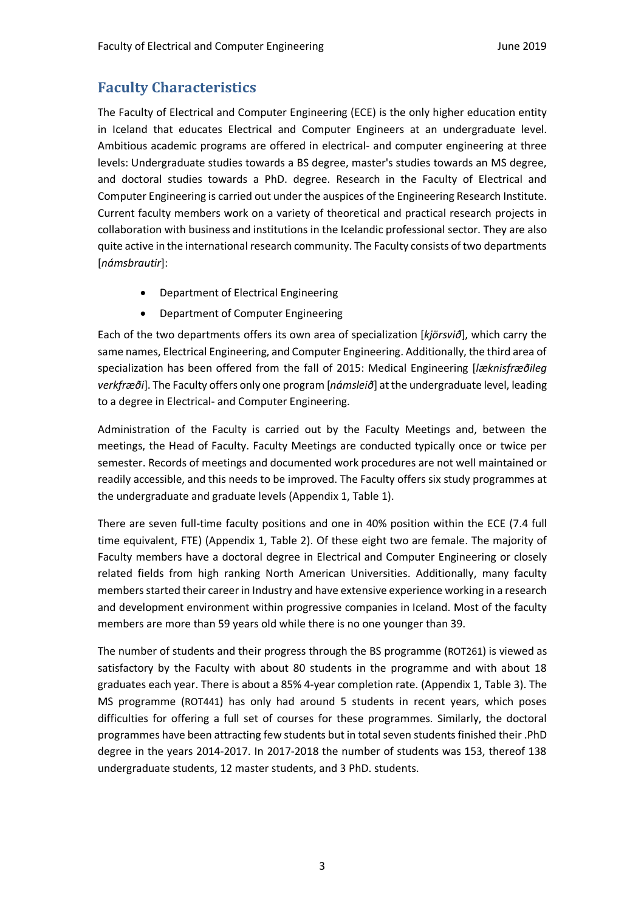## Faculty Characteristics

The Faculty of Electrical and Computer Engineering (ECE) is the only higher education entity in Iceland that educates Electrical and Computer Engineers at an undergraduate level. Ambitious academic programs are offered in electrical- and computer engineering at three levels: Undergraduate studies towards a BS degree, master's studies towards an MS degree, and doctoral studies towards a PhD. degree. Research in the Faculty of Electrical and Computer Engineering is carried out under the auspices of the Engineering Research Institute. Current faculty members work on a variety of theoretical and practical research projects in collaboration with business and institutions in the Icelandic professional sector. They are also quite active in the international research community. The Faculty consists of two departments [*námsbrautir*]:

- Department of Electrical Engineering
- Department of Computer Engineering

Each of the two departments offers its own area of specialization [*kjörsvið*], which carry the same names, Electrical Engineering, and Computer Engineering. Additionally, the third area of specialization has been offered from the fall of 2015: Medical Engineering [*læknisfræðileg verkfræði*]. The Faculty offers only one program [*námsleið*] at the undergraduate level, leading to a degree in Electrical- and Computer Engineering.

Administration of the Faculty is carried out by the Faculty Meetings and, between the meetings, the Head of Faculty. Faculty Meetings are conducted typically once or twice per semester. Records of meetings and documented work procedures are not well maintained or readily accessible, and this needs to be improved. The Faculty offers six study programmes at the undergraduate and graduate levels (Appendix 1, Table 1).

There are seven full-time faculty positions and one in 40% position within the ECE (7.4 full time equivalent, FTE) (Appendix 1, Table 2). Of these eight two are female. The majority of Faculty members have a doctoral degree in Electrical and Computer Engineering or closely related fields from high ranking North American Universities. Additionally, many faculty members started their career in Industry and have extensive experience working in a research and development environment within progressive companies in Iceland. Most of the faculty members are more than 59 years old while there is no one younger than 39.

The number of students and their progress through the BS programme (ROT261) is viewed as satisfactory by the Faculty with about 80 students in the programme and with about 18 graduates each year. There is about a 85% 4-year completion rate. (Appendix 1, Table 3). The MS programme (ROT441) has only had around 5 students in recent years, which poses difficulties for offering a full set of courses for these programmes. Similarly, the doctoral programmes have been attracting few students but in total seven students finished their .PhD degree in the years 2014-2017. In 2017-2018 the number of students was 153, thereof 138 undergraduate students, 12 master students, and 3 PhD. students.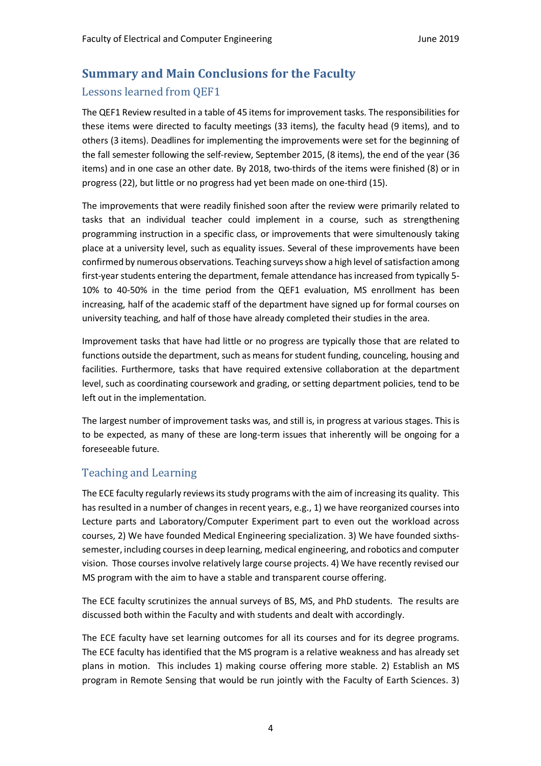## Summary and Main Conclusions for the Faculty

### Lessons learned from QEF1

The QEF1 Review resulted in a table of 45 items for improvement tasks. The responsibilities for these items were directed to faculty meetings (33 items), the faculty head (9 items), and to others (3 items). Deadlines for implementing the improvements were set for the beginning of the fall semester following the self-review, September 2015, (8 items), the end of the year (36 items) and in one case an other date. By 2018, two-thirds of the items were finished (8) or in progress (22), but little or no progress had yet been made on one-third (15).

The improvements that were readily finished soon after the review were primarily related to tasks that an individual teacher could implement in a course, such as strengthening programming instruction in a specific class, or improvements that were simultenously taking place at a university level, such as equality issues. Several of these improvements have been confirmed by numerous observations. Teaching surveys show a high level of satisfaction among first-year students entering the department, female attendance has increased from typically 5-10% to 40-50% in the time period from the QEF1 evaluation, MS enrollment has been increasing, half of the academic staff of the department have signed up for formal courses on university teaching, and half of those have already completed their studies in the area.

Improvement tasks that have had little or no progress are typically those that are related to functions outside the department, such as means for student funding, counceling, housing and facilities. Furthermore, tasks that have required extensive collaboration at the department level, such as coordinating coursework and grading, or setting department policies, tend to be left out in the implementation.

The largest number of improvement tasks was, and still is, in progress at various stages. This is to be expected, as many of these are long-term issues that inherently will be ongoing for a foreseeable future.

### Teaching and Learning

The ECE faculty regularly reviews its study programs with the aim of increasing its quality. This has resulted in a number of changes in recent years, e.g., 1) we have reorganized courses into Lecture parts and Laboratory/Computer Experiment part to even out the workload across courses, 2) We have founded Medical Engineering specialization. 3) We have founded sixths-semester, including courses in deep learning, medical engineering, and robotics and computer vision. Those courses involve relatively large course projects. 4) We have recently revised our MS program with the aim to have a stable and transparent course offering.

The ECE faculty scrutinizes the annual surveys of BS, MS, and PhD students. The results are discussed both within the Faculty and with students and dealt with accordingly.

The ECE faculty have set learning outcomes for all its courses and for its degree programs. The ECE faculty has identified that the MS program is a relative weakness and has already set plans in motion. This includes 1) making course offering more stable. 2) Establish an MS program in Remote Sensing that would be run jointly with the Faculty of Earth Sciences. 3)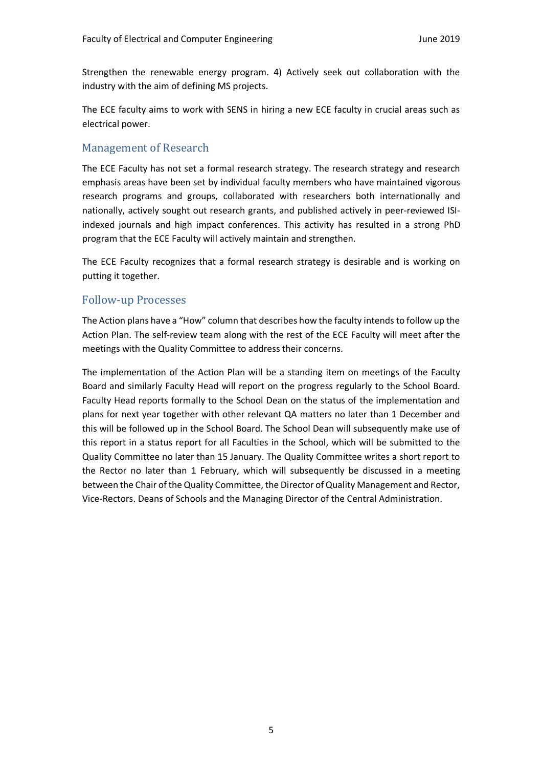Strengthen the renewable energy program. 4) Actively seek out collaboration with the industry with the aim of defining MS projects.

The ECE faculty aims to work with SENS in hiring a new ECE faculty in crucial areas such as electrical power.

## Management of Research

The ECE Faculty has not set a formal research strategy. The research strategy and research emphasis areas have been set by individual faculty members who have maintained vigorous research programs and groups, collaborated with researchers both internationally and nationally, actively sought out research grants, and published actively in peer-reviewed ISI-indexed journals and high impact conferences. This activity has resulted in a strong PhD program that the ECE Faculty will actively maintain and strengthen.

The ECE Faculty recognizes that a formal research strategy is desirable and is working on putting it together.

## Follow-up Processes

The Action plans have a "How" column that describes how the faculty intends to follow up the Action Plan. The self-review team along with the rest of the ECE Faculty will meet after the meetings with the Quality Committee to address their concerns.

The implementation of the Action Plan will be a standing item on meetings of the Faculty Board and similarly Faculty Head will report on the progress regularly to the School Board. Faculty Head reports formally to the School Dean on the status of the implementation and plans for next year together with other relevant QA matters no later than 1 December and this will be followed up in the School Board. The School Dean will subsequently make use of this report in a status report for all Faculties in the School, which will be submitted to the Quality Committee no later than 15 January. The Quality Committee writes a short report to the Rector no later than 1 February, which will subsequently be discussed in a meeting between the Chair of the Quality Committee, the Director of Quality Management and Rector, Vice-Rectors. Deans of Schools and the Managing Director of the Central Administration.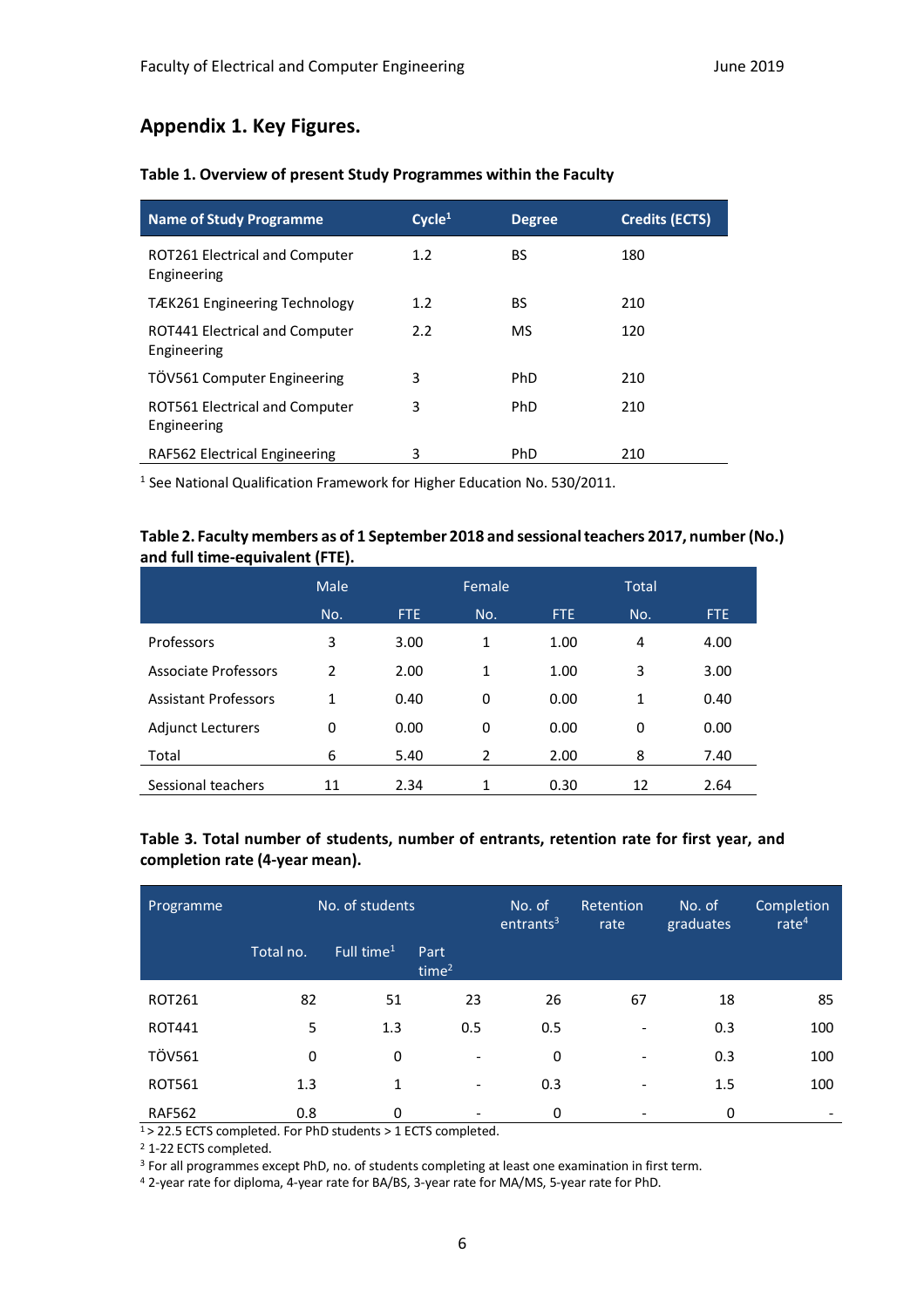## Appendix 1. Key Figures.

**Table 1. Overview of present Study Programmes within the Faculty**

| Name of Study Programme | Cycle[1] | Degree | Credits (ECTS) |
|---|---|---|---|
| ROT261 Electrical and Computer Engineering | 1.2 | BS | 180 |
| TÆK261 Engineering Technology | 1.2 | BS | 210 |
| ROT441 Electrical and Computer Engineering | 2.2 | MS | 120 |
| TÖV561 Computer Engineering | 3 | PhD | 210 |
| ROT561 Electrical and Computer Engineering | 3 | PhD | 210 |
| RAF562 Electrical Engineering | 3 | PhD | 210 |

[1] See National Qualification Framework for Higher Education No. 530/2011.

**Table 2. Faculty members as of 1 September 2018 and sessional teachers 2017, number (No.) and full time-equivalent (FTE).**

| | Male | | Female | | Total | |
|---|---|---|---|---|---|---|
| | No. | FTE | No. | FTE | No. | FTE |
| Professors | 3 | 3.00 | 1 | 1.00 | 4 | 4.00 |
| Associate Professors | 2 | 2.00 | 1 | 1.00 | 3 | 3.00 |
| Assistant Professors | 1 | 0.40 | 0 | 0.00 | 1 | 0.40 |
| Adjunct Lecturers | 0 | 0.00 | 0 | 0.00 | 0 | 0.00 |
| Total | 6 | 5.40 | 2 | 2.00 | 8 | 7.40 |
| Sessional teachers | 11 | 2.34 | 1 | 0.30 | 12 | 2.64 |

**Table 3. Total number of students, number of entrants, retention rate for first year, and completion rate (4-year mean).**

| Programme | No. of students | | | No. of entrants[3] | Retention rate | No. of graduates | Completion rate[4] |
|---|---|---|---|---|---|---|---|
| | Total no. | Full time[1] | Part time[2] | | | | |
| ROT261 | 82 | 51 | 23 | 26 | 67 | 18 | 85 |
| ROT441 | 5 | 1.3 | 0.5 | 0.5 | - | 0.3 | 100 |
| TÖV561 | 0 | 0 | - | 0 | - | 0.3 | 100 |
| ROT561 | 1.3 | 1 | - | 0.3 | - | 1.5 | 100 |
| RAF562 | 0.8 | 0 | - | 0 | - | 0 | - |

[1] > 22.5 ECTS completed. For PhD students > 1 ECTS completed.

[2] 1-22 ECTS completed.

[3] For all programmes except PhD, no. of students completing at least one examination in first term.

[4] 2-year rate for diploma, 4-year rate for BA/BS, 3-year rate for MA/MS, 5-year rate for PhD.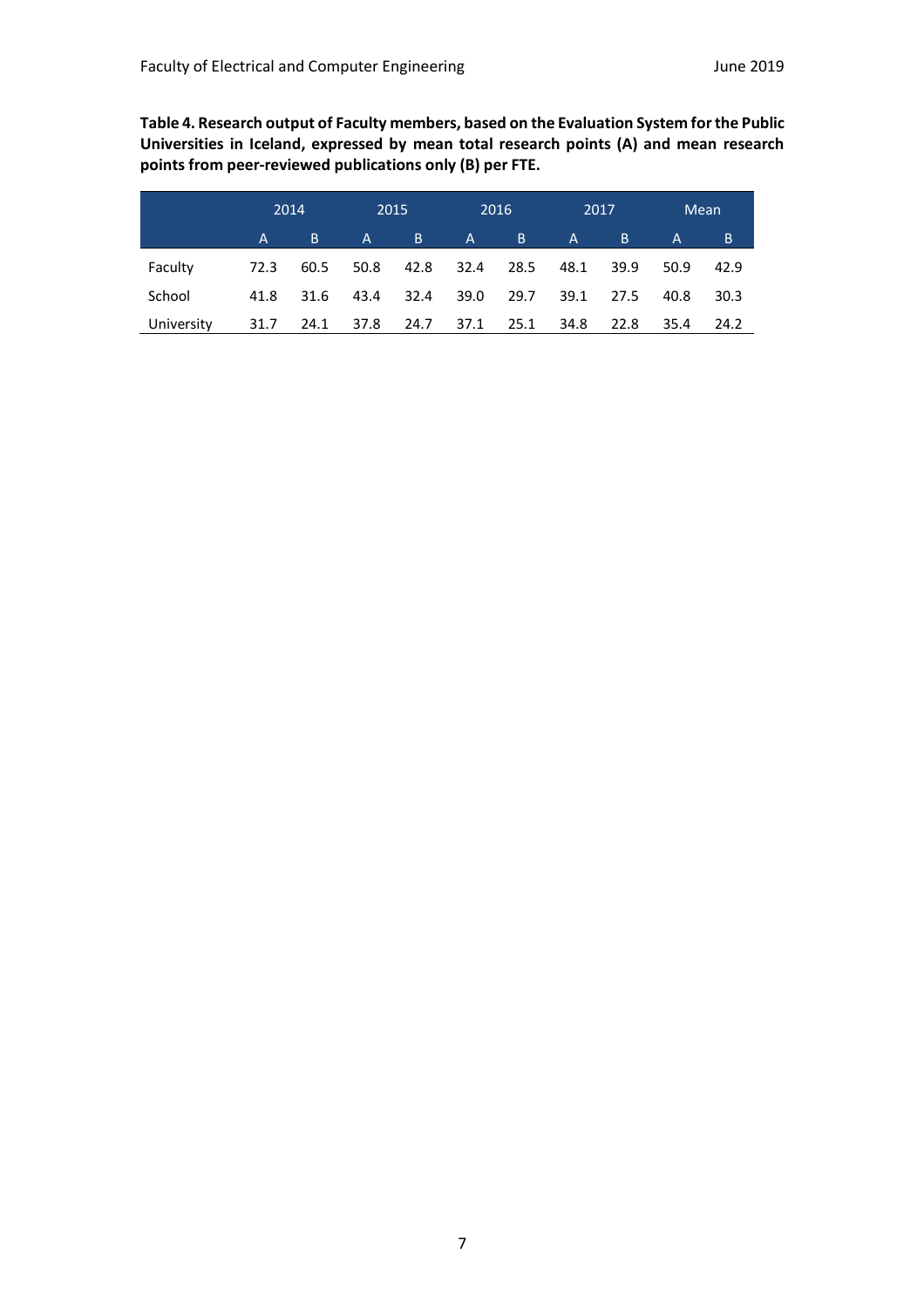**Table 4. Research output of Faculty members, based on the Evaluation System for the Public Universities in Iceland, expressed by mean total research points (A) and mean research points from peer-reviewed publications only (B) per FTE.**

| | 2014 | | 2015 | | 2016 | | 2017 | | Mean | |
|---|---|---|---|---|---|---|---|---|---|---|
| | A | B | A | B | A | B | A | B | A | B |
| Faculty | 72.3 | 60.5 | 50.8 | 42.8 | 32.4 | 28.5 | 48.1 | 39.9 | 50.9 | 42.9 |
| School | 41.8 | 31.6 | 43.4 | 32.4 | 39.0 | 29.7 | 39.1 | 27.5 | 40.8 | 30.3 |
| University | 31.7 | 24.1 | 37.8 | 24.7 | 37.1 | 25.1 | 34.8 | 22.8 | 35.4 | 24.2 |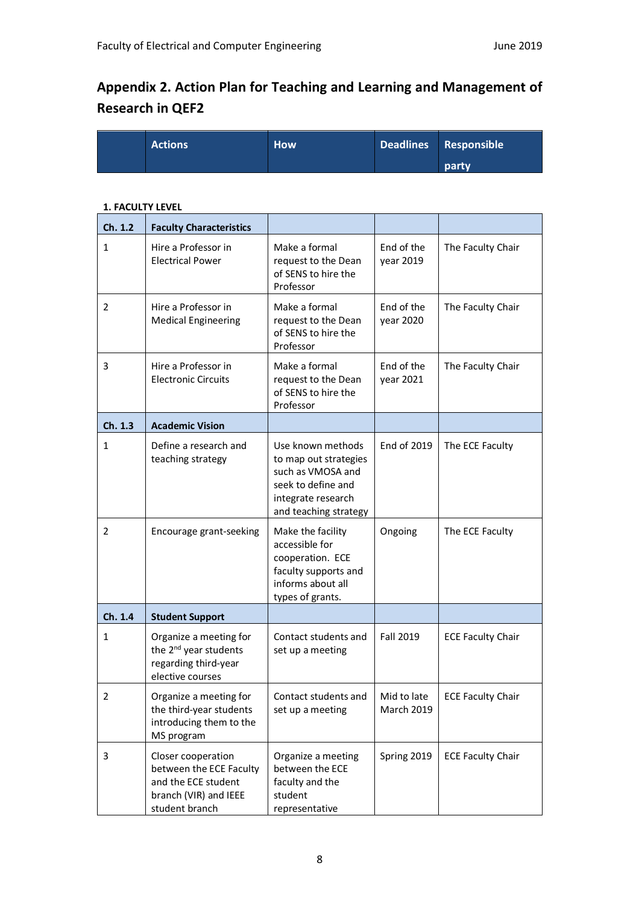## Appendix 2. Action Plan for Teaching and Learning and Management of Research in QEF2

| | Actions | How | Deadlines | Responsible party |
|---|---|---|---|---|

**1. FACULTY LEVEL**

| | | | | |
|---|---|---|---|---|
| **Ch. 1.2** | **Faculty Characteristics** | | | |
| 1 | Hire a Professor in Electrical Power | Make a formal request to the Dean of SENS to hire the Professor | End of the year 2019 | The Faculty Chair |
| 2 | Hire a Professor in Medical Engineering | Make a formal request to the Dean of SENS to hire the Professor | End of the year 2020 | The Faculty Chair |
| 3 | Hire a Professor in Electronic Circuits | Make a formal request to the Dean of SENS to hire the Professor | End of the year 2021 | The Faculty Chair |
| **Ch. 1.3** | **Academic Vision** | | | |
| 1 | Define a research and teaching strategy | Use known methods to map out strategies such as VMOSA and seek to define and integrate research and teaching strategy | End of 2019 | The ECE Faculty |
| 2 | Encourage grant-seeking | Make the facility accessible for cooperation. ECE faculty supports and informs about all types of grants. | Ongoing | The ECE Faculty |
| **Ch. 1.4** | **Student Support** | | | |
| 1 | Organize a meeting for the 2nd year students regarding third-year elective courses | Contact students and set up a meeting | Fall 2019 | ECE Faculty Chair |
| 2 | Organize a meeting for the third-year students introducing them to the MS program | Contact students and set up a meeting | Mid to late March 2019 | ECE Faculty Chair |
| 3 | Closer cooperation between the ECE Faculty and the ECE student branch (VIR) and IEEE student branch | Organize a meeting between the ECE faculty and the student representative | Spring 2019 | ECE Faculty Chair |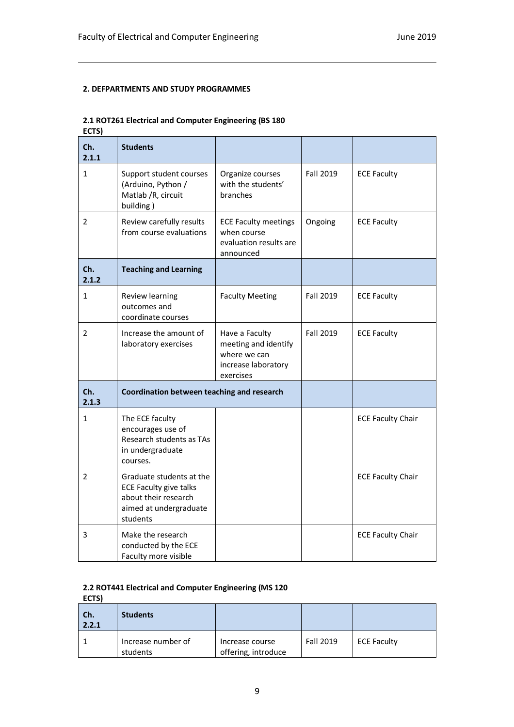## 2. DEFPARTMENTS AND STUDY PROGRAMMES

### 2.1 ROT261 Electrical and Computer Engineering (BS 180 ECTS)

| Ch. 2.1.1 | Students | | | |
|---|---|---|---|---|
| 1 | Support student courses (Arduino, Python / Matlab /R, circuit building ) | Organize courses with the students' branches | Fall 2019 | ECE Faculty |
| 2 | Review carefully results from course evaluations | ECE Faculty meetings when course evaluation results are announced | Ongoing | ECE Faculty |
| **Ch. 2.1.2** | **Teaching and Learning** | | | |
| 1 | Review learning outcomes and coordinate courses | Faculty Meeting | Fall 2019 | ECE Faculty |
| 2 | Increase the amount of laboratory exercises | Have a Faculty meeting and identify where we can increase laboratory exercises | Fall 2019 | ECE Faculty |
| **Ch. 2.1.3** | **Coordination between teaching and research** | | | |
| 1 | The ECE faculty encourages use of Research students as TAs in undergraduate courses. | | | ECE Faculty Chair |
| 2 | Graduate students at the ECE Faculty give talks about their research aimed at undergraduate students | | | ECE Faculty Chair |
| 3 | Make the research conducted by the ECE Faculty more visible | | | ECE Faculty Chair |

### 2.2 ROT441 Electrical and Computer Engineering (MS 120 ECTS)

| Ch. 2.2.1 | Students | | | |
|---|---|---|---|---|
| 1 | Increase number of students | Increase course offering, introduce | Fall 2019 | ECE Faculty |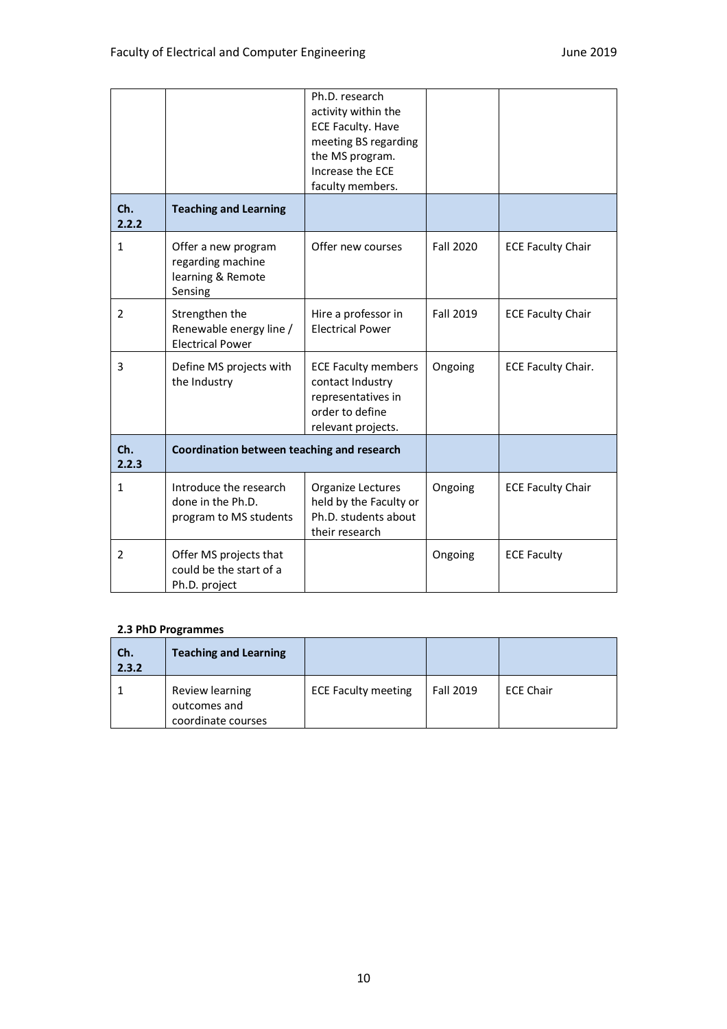| | | | | |
|---|---|---|---|---|
| | | Ph.D. research activity within the ECE Faculty. Have meeting BS regarding the MS program. Increase the ECE faculty members. | | |
| **Ch. 2.2.2** | **Teaching and Learning** | | | |
| 1 | Offer a new program regarding machine learning & Remote Sensing | Offer new courses | Fall 2020 | ECE Faculty Chair |
| 2 | Strengthen the Renewable energy line / Electrical Power | Hire a professor in Electrical Power | Fall 2019 | ECE Faculty Chair |
| 3 | Define MS projects with the Industry | ECE Faculty members contact Industry representatives in order to define relevant projects. | Ongoing | ECE Faculty Chair. |
| **Ch. 2.2.3** | **Coordination between teaching and research** | | | |
| 1 | Introduce the research done in the Ph.D. program to MS students | Organize Lectures held by the Faculty or Ph.D. students about their research | Ongoing | ECE Faculty Chair |
| 2 | Offer MS projects that could be the start of a Ph.D. project | | Ongoing | ECE Faculty |

**2.3 PhD Programmes**

| | | | | |
|---|---|---|---|---|
| **Ch. 2.3.2** | **Teaching and Learning** | | | |
| 1 | Review learning outcomes and coordinate courses | ECE Faculty meeting | Fall 2019 | ECE Chair |